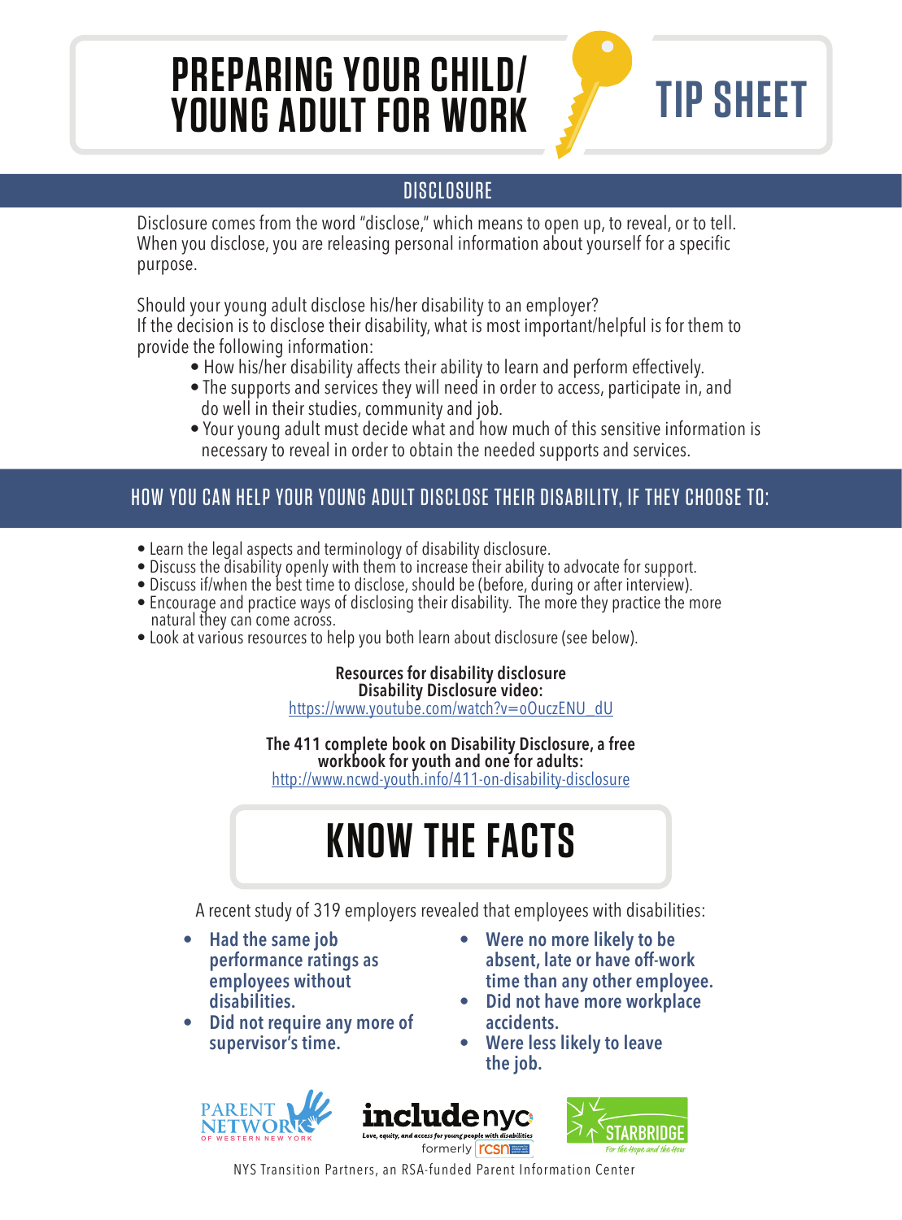# PREPARING YOUR CHILD/ YOUNG ADULT FOR WORK

# TIP SHEET

## DISCLOSURE

Disclosure comes from the word "disclose," which means to open up, to reveal, or to tell. When you disclose, you are releasing personal information about yourself for a specific purpose.

Should your young adult disclose his/her disability to an employer?
If the decision is to disclose their disability, what is most important/helpful is for them to provide the following information:

- How his/her disability affects their ability to learn and perform effectively.
- The supports and services they will need in order to access, participate in, and do well in their studies, community and job.
- Your young adult must decide what and how much of this sensitive information is necessary to reveal in order to obtain the needed supports and services.

## HOW YOU CAN HELP YOUR YOUNG ADULT DISCLOSE THEIR DISABILITY, IF THEY CHOOSE TO:

- Learn the legal aspects and terminology of disability disclosure.
- Discuss the disability openly with them to increase their ability to advocate for support.
- Discuss if/when the best time to disclose, should be (before, during or after interview).
- Encourage and practice ways of disclosing their disability. The more they practice the more natural they can come across.
- Look at various resources to help you both learn about disclosure (see below).

**Resources for disability disclosure**
**Disability Disclosure video:**
https://www.youtube.com/watch?v=oOuczENU_dU

**The 411 complete book on Disability Disclosure, a free workbook for youth and one for adults:**
http://www.ncwd-youth.info/411-on-disability-disclosure

## KNOW THE FACTS

A recent study of 319 employers revealed that employees with disabilities:

- **Had the same job performance ratings as employees without disabilities.**
- **Did not require any more of supervisor's time.**
- **Were no more likely to be absent, late or have off-work time than any other employee.**
- **Did not have more workplace accidents.**
- **Were less likely to leave the job.**

PARENT NETWORK OF WESTERN NEW YORK | includenyc — Love, equity, and access for young people with disabilities — formerly rcsn | STARBRIDGE — For the Hope and the How

NYS Transition Partners, an RSA-funded Parent Information Center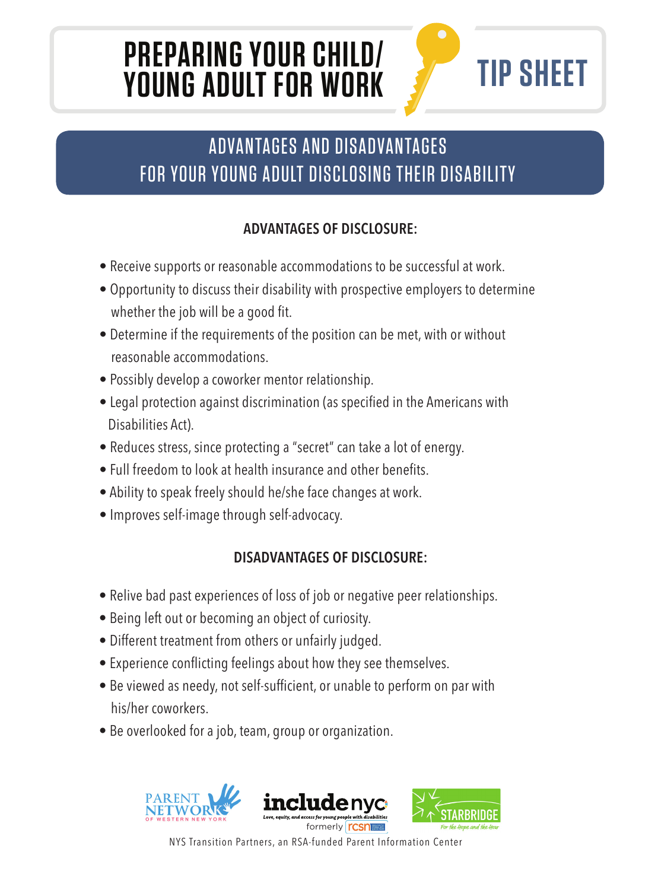# PREPARING YOUR CHILD/ YOUNG ADULT FOR WORK

**TIP SHEET**

## ADVANTAGES AND DISADVANTAGES FOR YOUR YOUNG ADULT DISCLOSING THEIR DISABILITY

### ADVANTAGES OF DISCLOSURE:

- Receive supports or reasonable accommodations to be successful at work.
- Opportunity to discuss their disability with prospective employers to determine whether the job will be a good fit.
- Determine if the requirements of the position can be met, with or without reasonable accommodations.
- Possibly develop a coworker mentor relationship.
- Legal protection against discrimination (as specified in the Americans with Disabilities Act).
- Reduces stress, since protecting a "secret" can take a lot of energy.
- Full freedom to look at health insurance and other benefits.
- Ability to speak freely should he/she face changes at work.
- Improves self-image through self-advocacy.

### DISADVANTAGES OF DISCLOSURE:

- Relive bad past experiences of loss of job or negative peer relationships.
- Being left out or becoming an object of curiosity.
- Different treatment from others or unfairly judged.
- Experience conflicting feelings about how they see themselves.
- Be viewed as needy, not self-sufficient, or unable to perform on par with his/her coworkers.
- Be overlooked for a job, team, group or organization.

PARENT NETWORK OF WESTERN NEW YORK

includenyc — Love, equity, and access for young people with disabilities — formerly rcsn

STARBRIDGE — For the Hope and the How

NYS Transition Partners, an RSA-funded Parent Information Center